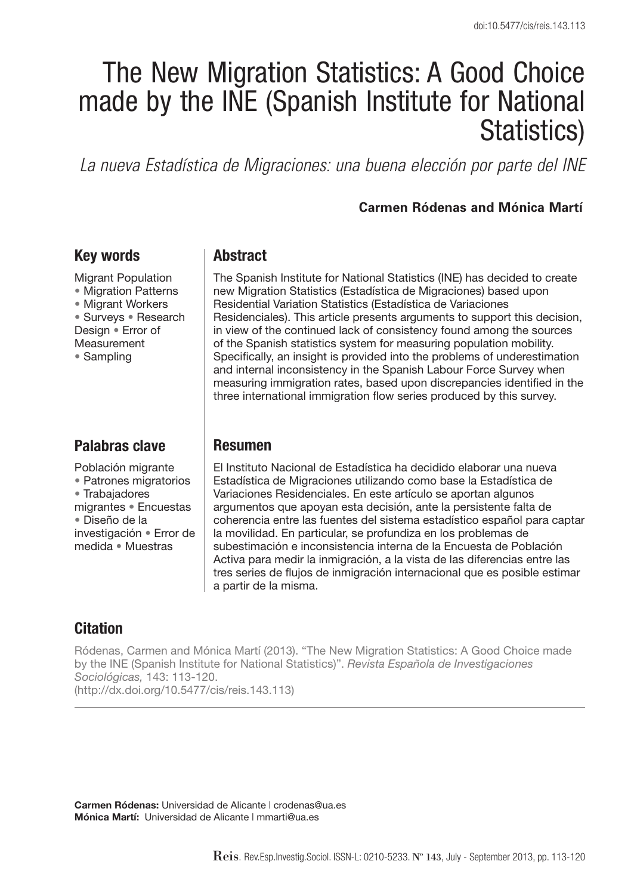doi:10.5477/cis/reis.143.113

# The New Migration Statistics: A Good Choice made by the INE (Spanish Institute for National Statistics)

*La nueva Estadística de Migraciones: una buena elección por parte del INE*

**Carmen Ródenas and Mónica Martí**

## Key words

Migrant Population • Migration Patterns • Migrant Workers • Surveys • Research Design • Error of Measurement • Sampling

## Abstract

The Spanish Institute for National Statistics (INE) has decided to create new Migration Statistics (Estadística de Migraciones) based upon Residential Variation Statistics (Estadística de Variaciones Residenciales). This article presents arguments to support this decision, in view of the continued lack of consistency found among the sources of the Spanish statistics system for measuring population mobility. Specifically, an insight is provided into the problems of underestimation and internal inconsistency in the Spanish Labour Force Survey when measuring immigration rates, based upon discrepancies identified in the three international immigration flow series produced by this survey.

## Palabras clave

Población migrante • Patrones migratorios • Trabajadores migrantes • Encuestas • Diseño de la investigación • Error de medida • Muestras

## Resumen

El Instituto Nacional de Estadística ha decidido elaborar una nueva Estadística de Migraciones utilizando como base la Estadística de Variaciones Residenciales. En este artículo se aportan algunos argumentos que apoyan esta decisión, ante la persistente falta de coherencia entre las fuentes del sistema estadístico español para captar la movilidad. En particular, se profundiza en los problemas de subestimación e inconsistencia interna de la Encuesta de Población Activa para medir la inmigración, a la vista de las diferencias entre las tres series de flujos de inmigración internacional que es posible estimar a partir de la misma.

## Citation

Ródenas, Carmen and Mónica Martí (2013). “The New Migration Statistics: A Good Choice made by the INE (Spanish Institute for National Statistics)”. *Revista Española de Investigaciones Sociológicas,* 143: 113-120. (http://dx.doi.org/10.5477/cis/reis.143.113)

**Carmen Ródenas:** Universidad de Alicante | crodenas@ua.es
**Mónica Martí:** Universidad de Alicante | mmarti@ua.es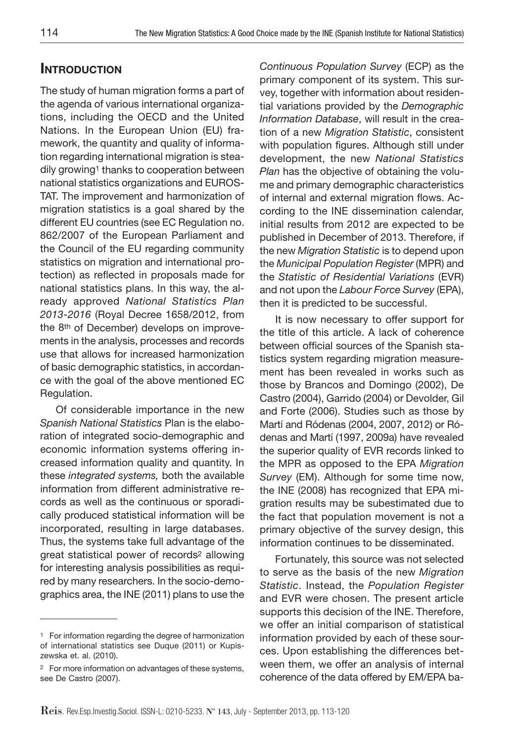## INTRODUCTION

The study of human migration forms a part of the agenda of various international organizations, including the OECD and the United Nations. In the European Union (EU) framework, the quantity and quality of information regarding international migration is steadily growing[1] thanks to cooperation between national statistics organizations and EUROSTAT. The improvement and harmonization of migration statistics is a goal shared by the different EU countries (see EC Regulation no. 862/2007 of the European Parliament and the Council of the EU regarding community statistics on migration and international protection) as reflected in proposals made for national statistics plans. In this way, the already approved *National Statistics Plan 2013-2016* (Royal Decree 1658/2012, from the 8th of December) develops on improvements in the analysis, processes and records use that allows for increased harmonization of basic demographic statistics, in accordance with the goal of the above mentioned EC Regulation.

Of considerable importance in the new *Spanish National Statistics* Plan is the elaboration of integrated socio-demographic and economic information systems offering increased information quality and quantity. In these *integrated systems,* both the available information from different administrative records as well as the continuous or sporadically produced statistical information will be incorporated, resulting in large databases. Thus, the systems take full advantage of the great statistical power of records[2] allowing for interesting analysis possibilities as required by many researchers. In the socio-demographics area, the INE (2011) plans to use the *Continuous Population Survey* (ECP) as the primary component of its system. This survey, together with information about residential variations provided by the *Demographic Information Database*, will result in the creation of a new *Migration Statistic*, consistent with population figures. Although still under development, the new *National Statistics Plan* has the objective of obtaining the volume and primary demographic characteristics of internal and external migration flows. According to the INE dissemination calendar, initial results from 2012 are expected to be published in December of 2013. Therefore, if the new *Migration Statistic* is to depend upon the *Municipal Population Register* (MPR) and the *Statistic of Residential Variations* (EVR) and not upon the *Labour Force Survey* (EPA), then it is predicted to be successful.

It is now necessary to offer support for the title of this article. A lack of coherence between official sources of the Spanish statistics system regarding migration measurement has been revealed in works such as those by Brancos and Domingo (2002), De Castro (2004), Garrido (2004) or Devolder, Gil and Forte (2006). Studies such as those by Martí and Ródenas (2004, 2007, 2012) or Ródenas and Martí (1997, 2009a) have revealed the superior quality of EVR records linked to the MPR as opposed to the EPA *Migration Survey* (EM). Although for some time now, the INE (2008) has recognized that EPA migration results may be subestimated due to the fact that population movement is not a primary objective of the survey design, this information continues to be disseminated.

Fortunately, this source was not selected to serve as the basis of the new *Migration Statistic*. Instead, the *Population Register* and EVR were chosen. The present article supports this decision of the INE. Therefore, we offer an initial comparison of statistical information provided by each of these sources. Upon establishing the differences between them, we offer an analysis of internal coherence of the data offered by EM/EPA ba-

[1] For information regarding the degree of harmonization of international statistics see Duque (2011) or Kupiszewska et. al. (2010).

[2] For more information on advantages of these systems, see De Castro (2007).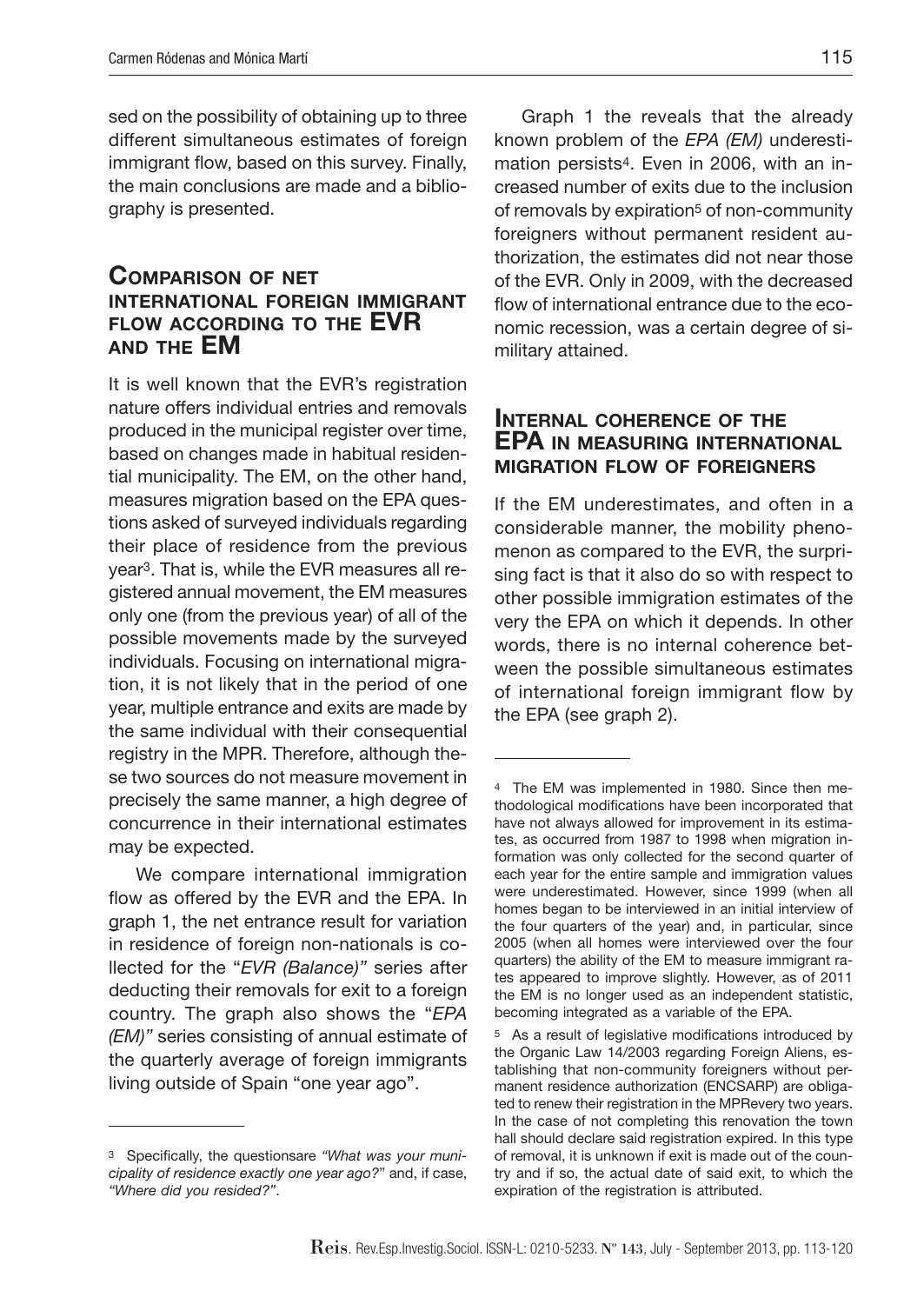sed on the possibility of obtaining up to three different simultaneous estimates of foreign immigrant flow, based on this survey. Finally, the main conclusions are made and a bibliography is presented.

## Comparison of net international foreign immigrant flow according to the EVR and the EM

It is well known that the EVR's registration nature offers individual entries and removals produced in the municipal register over time, based on changes made in habitual residential municipality. The EM, on the other hand, measures migration based on the EPA questions asked of surveyed individuals regarding their place of residence from the previous year[3]. That is, while the EVR measures all registered annual movement, the EM measures only one (from the previous year) of all of the possible movements made by the surveyed individuals. Focusing on international migration, it is not likely that in the period of one year, multiple entrance and exits are made by the same individual with their consequential registry in the MPR. Therefore, although these two sources do not measure movement in precisely the same manner, a high degree of concurrence in their international estimates may be expected.

We compare international immigration flow as offered by the EVR and the EPA. In graph 1, the net entrance result for variation in residence of foreign non-nationals is collected for the "*EVR (Balance)*" series after deducting their removals for exit to a foreign country. The graph also shows the "*EPA (EM)*" series consisting of annual estimate of the quarterly average of foreign immigrants living outside of Spain "one year ago".

Graph 1 the reveals that the already known problem of the *EPA (EM)* underestimation persists[4]. Even in 2006, with an increased number of exits due to the inclusion of removals by expiration[5] of non-community foreigners without permanent resident authorization, the estimates did not near those of the EVR. Only in 2009, with the decreased flow of international entrance due to the economic recession, was a certain degree of similitary attained.

## Internal coherence of the EPA in measuring international migration flow of foreigners

If the EM underestimates, and often in a considerable manner, the mobility phenomenon as compared to the EVR, the surprising fact is that it also do so with respect to other possible immigration estimates of the very the EPA on which it depends. In other words, there is no internal coherence between the possible simultaneous estimates of international foreign immigrant flow by the EPA (see graph 2).

---

[3] Specifically, the questionsare *"What was your municipality of residence exactly one year ago?"* and, if case, *"Where did you resided?"*.

[4] The EM was implemented in 1980. Since then methodological modifications have been incorporated that have not always allowed for improvement in its estimates, as occurred from 1987 to 1998 when migration information was only collected for the second quarter of each year for the entire sample and immigration values were underestimated. However, since 1999 (when all homes began to be interviewed in an initial interview of the four quarters of the year) and, in particular, since 2005 (when all homes were interviewed over the four quarters) the ability of the EM to measure immigrant rates appeared to improve slightly. However, as of 2011 the EM is no longer used as an independent statistic, becoming integrated as a variable of the EPA.

[5] As a result of legislative modifications introduced by the Organic Law 14/2003 regarding Foreign Aliens, establishing that non-community foreigners without permanent residence authorization (ENCSARP) are obligated to renew their registration in the MPRevery two years. In the case of not completing this renovation the town hall should declare said registration expired. In this type of removal, it is unknown if exit is made out of the country and if so, the actual date of said exit, to which the expiration of the registration is attributed.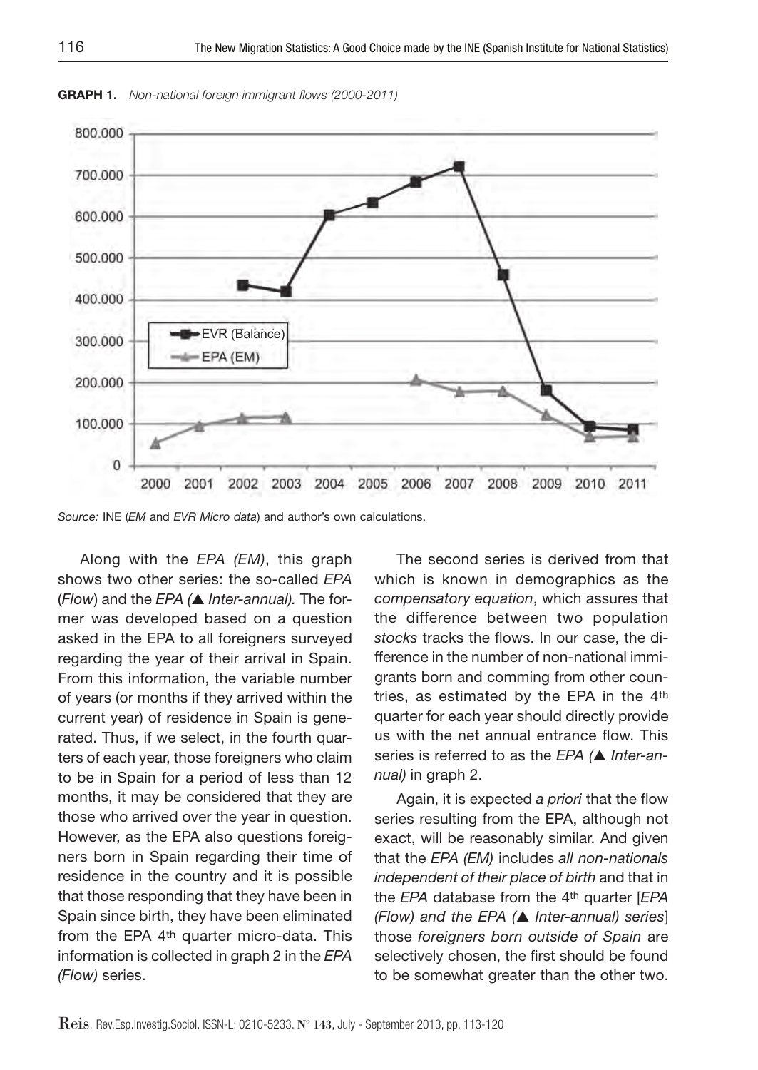**GRAPH 1.** *Non-national foreign immigrant flows (2000-2011)*

*Source:* INE (*EM* and *EVR Micro data*) and author's own calculations.

Along with the *EPA (EM)*, this graph shows two other series: the so-called *EPA* (*Flow*) and the *EPA (▲ Inter-annual).* The former was developed based on a question asked in the EPA to all foreigners surveyed regarding the year of their arrival in Spain. From this information, the variable number of years (or months if they arrived within the current year) of residence in Spain is generated. Thus, if we select, in the fourth quarters of each year, those foreigners who claim to be in Spain for a period of less than 12 months, it may be considered that they are those who arrived over the year in question. However, as the EPA also questions foreigners born in Spain regarding their time of residence in the country and it is possible that those responding that they have been in Spain since birth, they have been eliminated from the EPA 4th quarter micro-data. This information is collected in graph 2 in the *EPA (Flow)* series.

The second series is derived from that which is known in demographics as the *compensatory equation*, which assures that the difference between two population *stocks* tracks the flows. In our case, the difference in the number of non-national immigrants born and comming from other countries, as estimated by the EPA in the 4th quarter for each year should directly provide us with the net annual entrance flow. This series is referred to as the *EPA (▲ Inter-annual)* in graph 2.

Again, it is expected *a priori* that the flow series resulting from the EPA, although not exact, will be reasonably similar. And given that the *EPA (EM)* includes *all non-nationals independent of their place of birth* and that in the *EPA* database from the 4th quarter [*EPA (Flow) and the EPA (▲ Inter-annual) series*] those *foreigners born outside of Spain* are selectively chosen, the first should be found to be somewhat greater than the other two.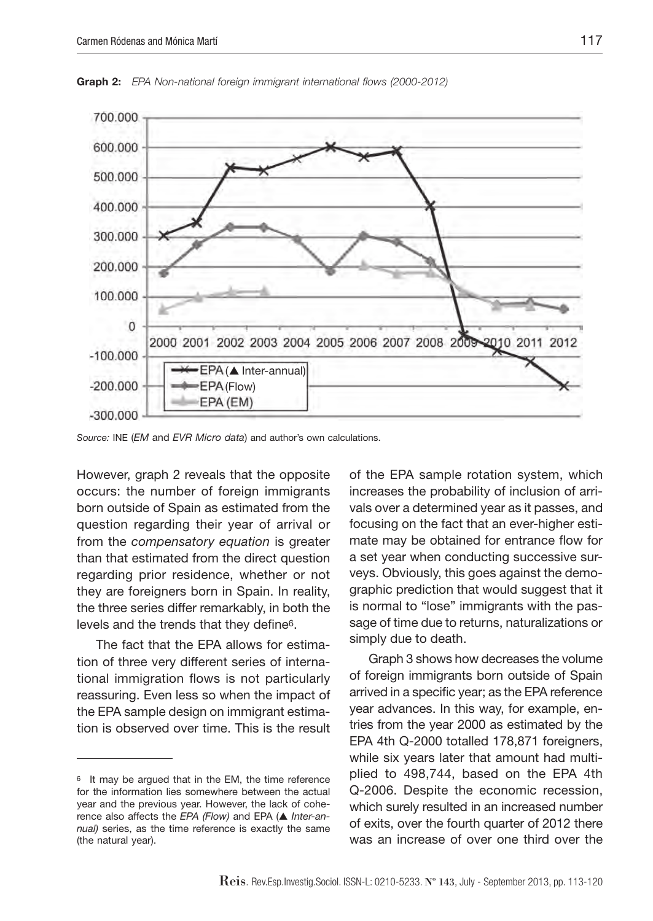**Graph 2:** *EPA Non-national foreign immigrant international flows (2000-2012)*

*Source:* INE (*EM* and *EVR Micro data*) and author's own calculations.

However, graph 2 reveals that the opposite occurs: the number of foreign immigrants born outside of Spain as estimated from the question regarding their year of arrival or from the *compensatory equation* is greater than that estimated from the direct question regarding prior residence, whether or not they are foreigners born in Spain. In reality, the three series differ remarkably, in both the levels and the trends that they define[6].

The fact that the EPA allows for estimation of three very different series of international immigration flows is not particularly reassuring. Even less so when the impact of the EPA sample design on immigrant estimation is observed over time. This is the result of the EPA sample rotation system, which increases the probability of inclusion of arrivals over a determined year as it passes, and focusing on the fact that an ever-higher estimate may be obtained for entrance flow for a set year when conducting successive surveys. Obviously, this goes against the demographic prediction that would suggest that it is normal to "lose" immigrants with the passage of time due to returns, naturalizations or simply due to death.

Graph 3 shows how decreases the volume of foreign immigrants born outside of Spain arrived in a specific year; as the EPA reference year advances. In this way, for example, entries from the year 2000 as estimated by the EPA 4th Q-2000 totalled 178,871 foreigners, while six years later that amount had multiplied to 498,744, based on the EPA 4th Q-2006. Despite the economic recession, which surely resulted in an increased number of exits, over the fourth quarter of 2012 there was an increase of over one third over the

---

[6] It may be argued that in the EM, the time reference for the information lies somewhere between the actual year and the previous year. However, the lack of coherence also affects the *EPA (Flow)* and EPA (▲ *Inter-annual)* series, as the time reference is exactly the same (the natural year).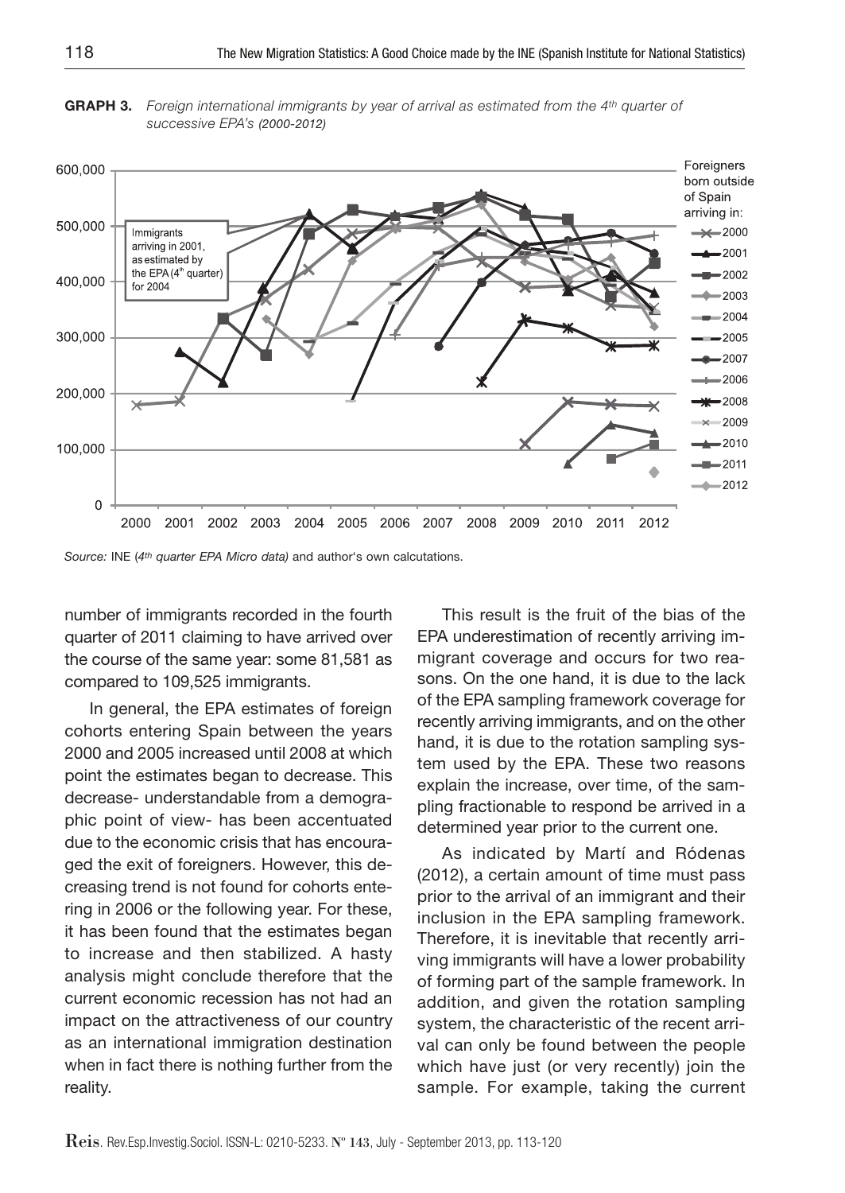**GRAPH 3.** *Foreign international immigrants by year of arrival as estimated from the 4th quarter of successive EPA's (2000-2012)*

*Source:* INE (*4th quarter EPA Micro data)* and author's own calcutations.

number of immigrants recorded in the fourth quarter of 2011 claiming to have arrived over the course of the same year: some 81,581 as compared to 109,525 immigrants.

In general, the EPA estimates of foreign cohorts entering Spain between the years 2000 and 2005 increased until 2008 at which point the estimates began to decrease. This decrease- understandable from a demographic point of view- has been accentuated due to the economic crisis that has encouraged the exit of foreigners. However, this decreasing trend is not found for cohorts entering in 2006 or the following year. For these, it has been found that the estimates began to increase and then stabilized. A hasty analysis might conclude therefore that the current economic recession has not had an impact on the attractiveness of our country as an international immigration destination when in fact there is nothing further from the reality.

This result is the fruit of the bias of the EPA underestimation of recently arriving immigrant coverage and occurs for two reasons. On the one hand, it is due to the lack of the EPA sampling framework coverage for recently arriving immigrants, and on the other hand, it is due to the rotation sampling system used by the EPA. These two reasons explain the increase, over time, of the sampling fractionable to respond be arrived in a determined year prior to the current one.

As indicated by Martí and Ródenas (2012), a certain amount of time must pass prior to the arrival of an immigrant and their inclusion in the EPA sampling framework. Therefore, it is inevitable that recently arriving immigrants will have a lower probability of forming part of the sample framework. In addition, and given the rotation sampling system, the characteristic of the recent arrival can only be found between the people which have just (or very recently) join the sample. For example, taking the current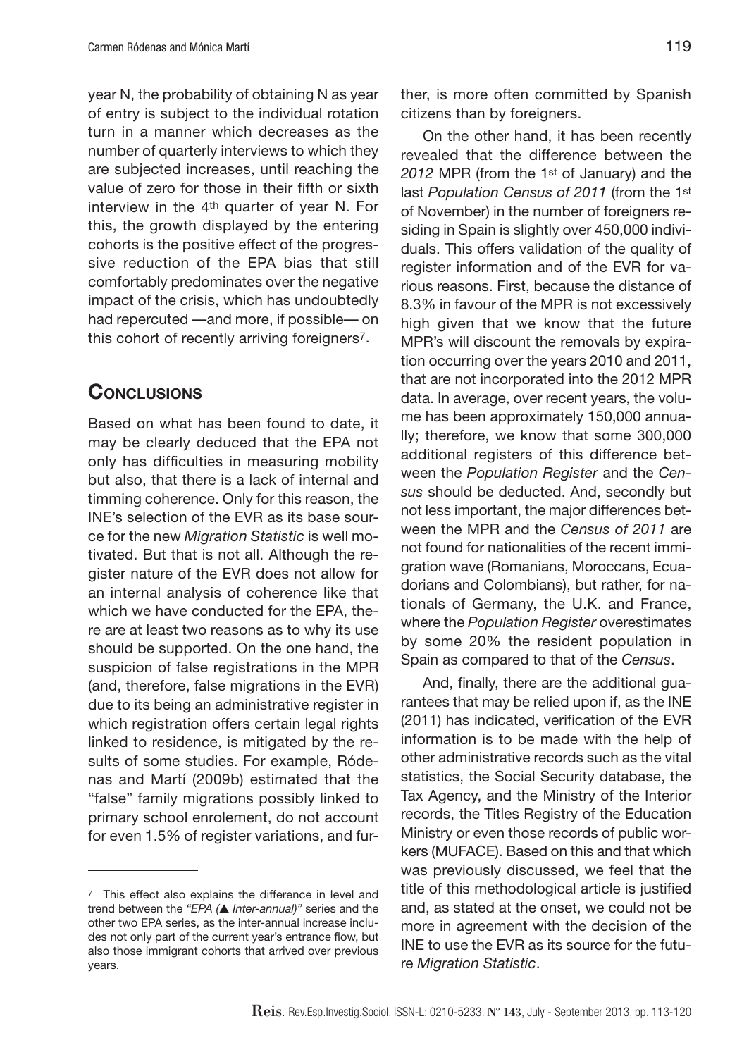year N, the probability of obtaining N as year of entry is subject to the individual rotation turn in a manner which decreases as the number of quarterly interviews to which they are subjected increases, until reaching the value of zero for those in their fifth or sixth interview in the 4th quarter of year N. For this, the growth displayed by the entering cohorts is the positive effect of the progressive reduction of the EPA bias that still comfortably predominates over the negative impact of the crisis, which has undoubtedly had repercuted —and more, if possible— on this cohort of recently arriving foreigners[7].

## Conclusions

Based on what has been found to date, it may be clearly deduced that the EPA not only has difficulties in measuring mobility but also, that there is a lack of internal and timming coherence. Only for this reason, the INE's selection of the EVR as its base source for the new *Migration Statistic* is well motivated. But that is not all. Although the register nature of the EVR does not allow for an internal analysis of coherence like that which we have conducted for the EPA, there are at least two reasons as to why its use should be supported. On the one hand, the suspicion of false registrations in the MPR (and, therefore, false migrations in the EVR) due to its being an administrative register in which registration offers certain legal rights linked to residence, is mitigated by the results of some studies. For example, Ródenas and Martí (2009b) estimated that the "false" family migrations possibly linked to primary school enrolement, do not account for even 1.5% of register variations, and further, is more often committed by Spanish citizens than by foreigners.

On the other hand, it has been recently revealed that the difference between the *2012* MPR (from the 1st of January) and the last *Population Census of 2011* (from the 1st of November) in the number of foreigners residing in Spain is slightly over 450,000 individuals. This offers validation of the quality of register information and of the EVR for various reasons. First, because the distance of 8.3% in favour of the MPR is not excessively high given that we know that the future MPR's will discount the removals by expiration occurring over the years 2010 and 2011, that are not incorporated into the 2012 MPR data. In average, over recent years, the volume has been approximately 150,000 annually; therefore, we know that some 300,000 additional registers of this difference between the *Population Register* and the *Census* should be deducted. And, secondly but not less important, the major differences between the MPR and the *Census of 2011* are not found for nationalities of the recent immigration wave (Romanians, Moroccans, Ecuadorians and Colombians), but rather, for nationals of Germany, the U.K. and France, where the *Population Register* overestimates by some 20% the resident population in Spain as compared to that of the *Census*.

And, finally, there are the additional guarantees that may be relied upon if, as the INE (2011) has indicated, verification of the EVR information is to be made with the help of other administrative records such as the vital statistics, the Social Security database, the Tax Agency, and the Ministry of the Interior records, the Titles Registry of the Education Ministry or even those records of public workers (MUFACE). Based on this and that which was previously discussed, we feel that the title of this methodological article is justified and, as stated at the onset, we could not be more in agreement with the decision of the INE to use the EVR as its source for the future *Migration Statistic*.

---

[7] This effect also explains the difference in level and trend between the *"EPA (▲ Inter-annual)"* series and the other two EPA series, as the inter-annual increase includes not only part of the current year's entrance flow, but also those immigrant cohorts that arrived over previous years.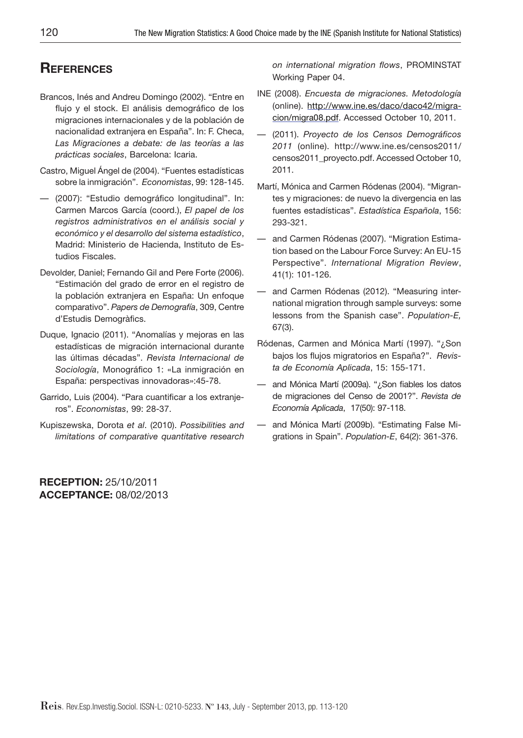## References

Brancos, Inés and Andreu Domingo (2002). "Entre en flujo y el stock. El análisis demográfico de los migraciones internacionales y de la población de nacionalidad extranjera en España". In: F. Checa, *Las Migraciones a debate: de las teorías a las prácticas sociales*, Barcelona: Icaria.

Castro, Miguel Ángel de (2004). "Fuentes estadísticas sobre la inmigración". *Economistas*, 99: 128-145.

— (2007): "Estudio demográfico longitudinal". In: Carmen Marcos García (coord.), *El papel de los registros administrativos en el análisis social y económico y el desarrollo del sistema estadístico*, Madrid: Ministerio de Hacienda, Instituto de Estudios Fiscales.

Devolder, Daniel; Fernando Gil and Pere Forte (2006). "Estimación del grado de error en el registro de la población extranjera en España: Un enfoque comparativo". *Papers de Demografía*, 309, Centre d'Estudis Demogràfics.

Duque, Ignacio (2011). "Anomalías y mejoras en las estadísticas de migración internacional durante las últimas décadas". *Revista Internacional de Sociología*, Monográfico 1: «La inmigración en España: perspectivas innovadoras»:45-78.

Garrido, Luis (2004). "Para cuantificar a los extranjeros". *Economistas*, 99: 28-37.

Kupiszewska, Dorota *et al*. (2010). *Possibilities and limitations of comparative quantitative research on international migration flows*, PROMINSTAT Working Paper 04.

INE (2008). *Encuesta de migraciones. Metodología* (online). http://www.ine.es/daco/daco42/migracion/migra08.pdf. Accessed October 10, 2011.

— (2011). *Proyecto de los Censos Demográficos 2011* (online). http://www.ine.es/censos2011/censos2011_proyecto.pdf. Accessed October 10, 2011.

Martí, Mónica and Carmen Ródenas (2004). "Migrantes y migraciones: de nuevo la divergencia en las fuentes estadísticas". *Estadística Española*, 156: 293-321.

— and Carmen Ródenas (2007). "Migration Estimation based on the Labour Force Survey: An EU-15 Perspective". *International Migration Review*, 41(1): 101-126.

— and Carmen Ródenas (2012). "Measuring international migration through sample surveys: some lessons from the Spanish case". *Population-E,* 67(3).

Ródenas, Carmen and Mónica Martí (1997). "¿Son bajos los flujos migratorios en España?". *Revista de Economía Aplicada*, 15: 155-171.

— and Mónica Martí (2009a). "¿Son fiables los datos de migraciones del Censo de 2001?". *Revista de Economía Aplicada*, 17(50): 97-118.

— and Mónica Martí (2009b). "Estimating False Migrations in Spain". *Population-E*, 64(2): 361-376.

**RECEPTION:** 25/10/2011
**ACCEPTANCE:** 08/02/2013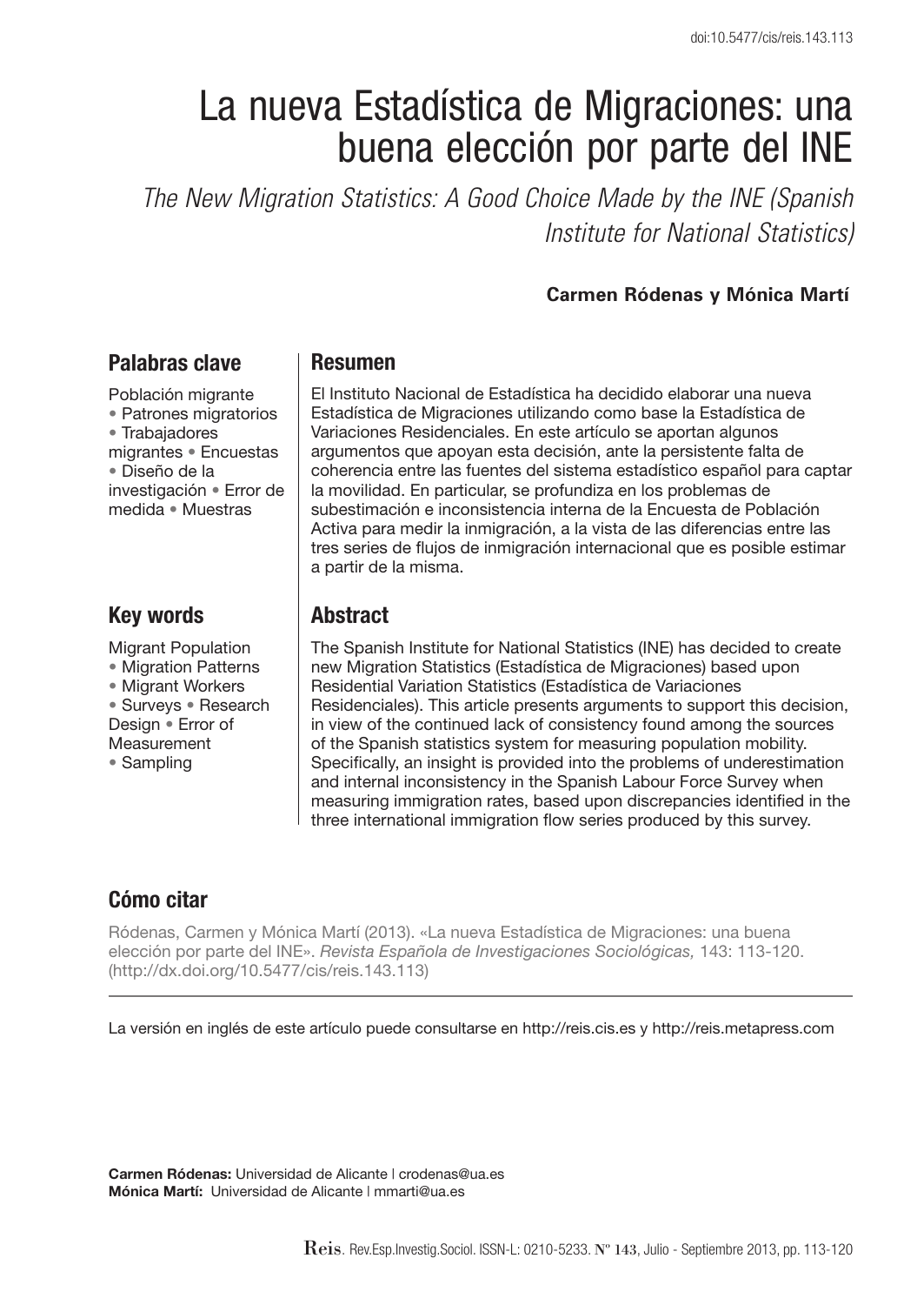# La nueva Estadística de Migraciones: una buena elección por parte del INE

*The New Migration Statistics: A Good Choice Made by the INE (Spanish Institute for National Statistics)*

**Carmen Ródenas y Mónica Martí**

## Palabras clave

Población migrante • Patrones migratorios • Trabajadores migrantes • Encuestas • Diseño de la investigación • Error de medida • Muestras

## Resumen

El Instituto Nacional de Estadística ha decidido elaborar una nueva Estadística de Migraciones utilizando como base la Estadística de Variaciones Residenciales. En este artículo se aportan algunos argumentos que apoyan esta decisión, ante la persistente falta de coherencia entre las fuentes del sistema estadístico español para captar la movilidad. En particular, se profundiza en los problemas de subestimación e inconsistencia interna de la Encuesta de Población Activa para medir la inmigración, a la vista de las diferencias entre las tres series de flujos de inmigración internacional que es posible estimar a partir de la misma.

## Key words

Migrant Population • Migration Patterns • Migrant Workers • Surveys • Research Design • Error of Measurement • Sampling

## Abstract

The Spanish Institute for National Statistics (INE) has decided to create new Migration Statistics (Estadística de Migraciones) based upon Residential Variation Statistics (Estadística de Variaciones Residenciales). This article presents arguments to support this decision, in view of the continued lack of consistency found among the sources of the Spanish statistics system for measuring population mobility. Specifically, an insight is provided into the problems of underestimation and internal inconsistency in the Spanish Labour Force Survey when measuring immigration rates, based upon discrepancies identified in the three international immigration flow series produced by this survey.

## Cómo citar

Ródenas, Carmen y Mónica Martí (2013). «La nueva Estadística de Migraciones: una buena elección por parte del INE». *Revista Española de Investigaciones Sociológicas,* 143: 113-120. (http://dx.doi.org/10.5477/cis/reis.143.113)

La versión en inglés de este artículo puede consultarse en http://reis.cis.es y http://reis.metapress.com

**Carmen Ródenas:** Universidad de Alicante | crodenas@ua.es
**Mónica Martí:** Universidad de Alicante | mmarti@ua.es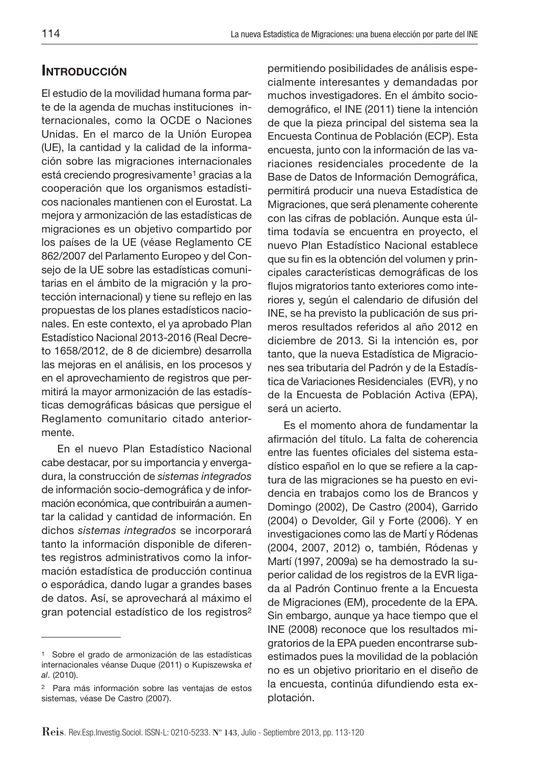## Introducción

El estudio de la movilidad humana forma parte de la agenda de muchas instituciones internacionales, como la OCDE o Naciones Unidas. En el marco de la Unión Europea (UE), la cantidad y la calidad de la información sobre las migraciones internacionales está creciendo progresivamente[1] gracias a la cooperación que los organismos estadísticos nacionales mantienen con el Eurostat. La mejora y armonización de las estadísticas de migraciones es un objetivo compartido por los países de la UE (véase Reglamento CE 862/2007 del Parlamento Europeo y del Consejo de la UE sobre las estadísticas comunitarias en el ámbito de la migración y la protección internacional) y tiene su reflejo en las propuestas de los planes estadísticos nacionales. En este contexto, el ya aprobado Plan Estadístico Nacional 2013-2016 (Real Decreto 1658/2012, de 8 de diciembre) desarrolla las mejoras en el análisis, en los procesos y en el aprovechamiento de registros que permitirá la mayor armonización de las estadísticas demográficas básicas que persigue el Reglamento comunitario citado anteriormente.

En el nuevo Plan Estadístico Nacional cabe destacar, por su importancia y envergadura, la construcción de *sistemas integrados* de información socio-demográfica y de información económica, que contribuirán a aumentar la calidad y cantidad de información. En dichos *sistemas integrados* se incorporará tanto la información disponible de diferentes registros administrativos como la información estadística de producción continua o esporádica, dando lugar a grandes bases de datos. Así, se aprovechará al máximo el gran potencial estadístico de los registros[2] permitiendo posibilidades de análisis especialmente interesantes y demandadas por muchos investigadores. En el ámbito sociodemográfico, el INE (2011) tiene la intención de que la pieza principal del sistema sea la Encuesta Continua de Población (ECP). Esta encuesta, junto con la información de las variaciones residenciales procedente de la Base de Datos de Información Demográfica, permitirá producir una nueva Estadística de Migraciones, que será plenamente coherente con las cifras de población. Aunque esta última todavía se encuentra en proyecto, el nuevo Plan Estadístico Nacional establece que su fin es la obtención del volumen y principales características demográficas de los flujos migratorios tanto exteriores como interiores y, según el calendario de difusión del INE, se ha previsto la publicación de sus primeros resultados referidos al año 2012 en diciembre de 2013. Si la intención es, por tanto, que la nueva Estadística de Migraciones sea tributaria del Padrón y de la Estadística de Variaciones Residenciales (EVR), y no de la Encuesta de Población Activa (EPA), será un acierto.

Es el momento ahora de fundamentar la afirmación del título. La falta de coherencia entre las fuentes oficiales del sistema estadístico español en lo que se refiere a la captura de las migraciones se ha puesto en evidencia en trabajos como los de Brancos y Domingo (2002), De Castro (2004), Garrido (2004) o Devolder, Gil y Forte (2006). Y en investigaciones como las de Martí y Ródenas (2004, 2007, 2012) o, también, Ródenas y Martí (1997, 2009a) se ha demostrado la superior calidad de los registros de la EVR ligada al Padrón Continuo frente a la Encuesta de Migraciones (EM), procedente de la EPA. Sin embargo, aunque ya hace tiempo que el INE (2008) reconoce que los resultados migratorios de la EPA pueden encontrarse subestimados pues la movilidad de la población no es un objetivo prioritario en el diseño de la encuesta, continúa difundiendo esta explotación.

---

[1] Sobre el grado de armonización de las estadísticas internacionales véanse Duque (2011) o Kupiszewska *et al*. (2010).

[2] Para más información sobre las ventajas de estos sistemas, véase De Castro (2007).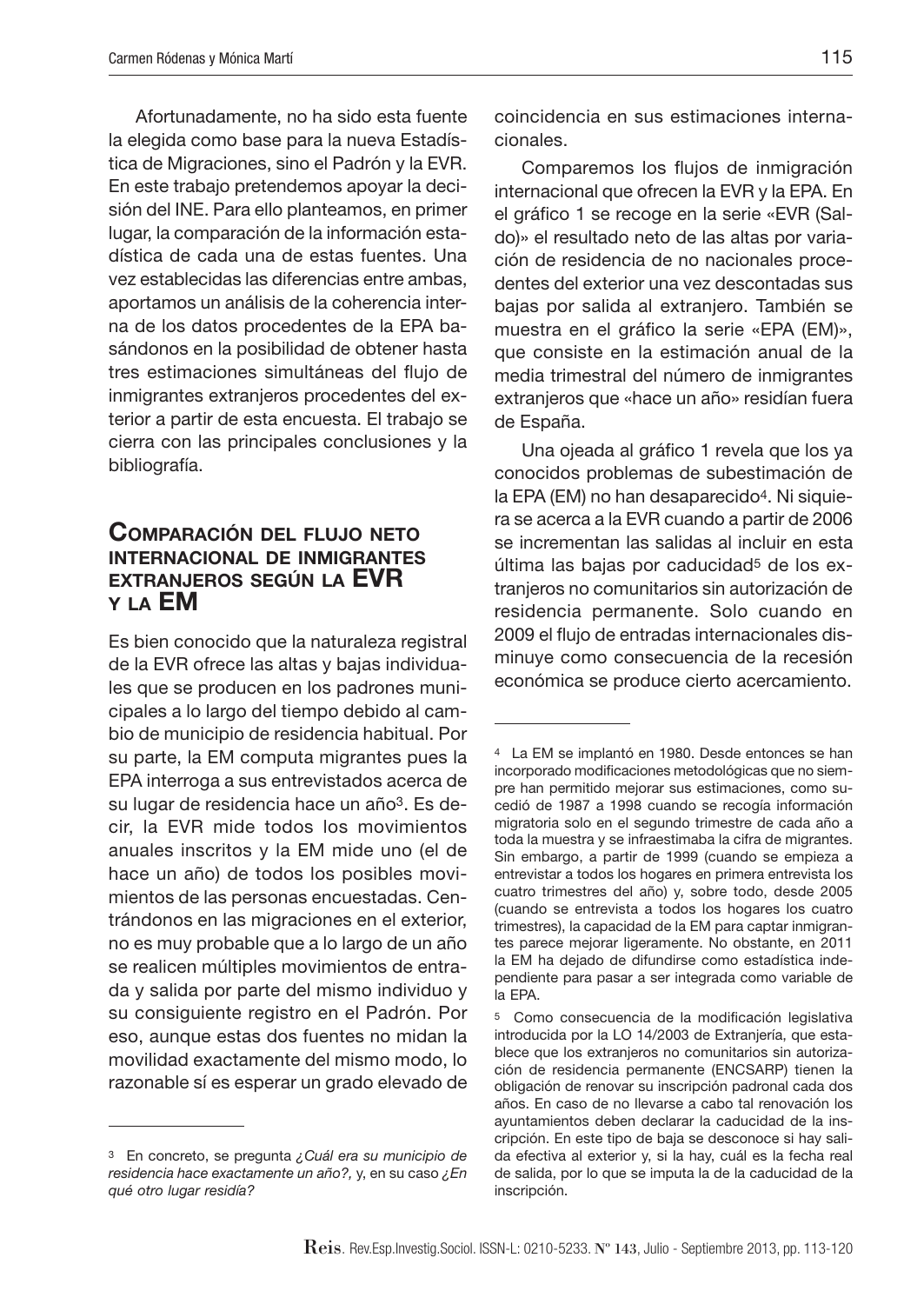Afortunadamente, no ha sido esta fuente la elegida como base para la nueva Estadística de Migraciones, sino el Padrón y la EVR. En este trabajo pretendemos apoyar la decisión del INE. Para ello planteamos, en primer lugar, la comparación de la información estadística de cada una de estas fuentes. Una vez establecidas las diferencias entre ambas, aportamos un análisis de la coherencia interna de los datos procedentes de la EPA basándonos en la posibilidad de obtener hasta tres estimaciones simultáneas del flujo de inmigrantes extranjeros procedentes del exterior a partir de esta encuesta. El trabajo se cierra con las principales conclusiones y la bibliografía.

## Comparación del flujo neto internacional de inmigrantes extranjeros según la EVR y la EM

Es bien conocido que la naturaleza registral de la EVR ofrece las altas y bajas individuales que se producen en los padrones municipales a lo largo del tiempo debido al cambio de municipio de residencia habitual. Por su parte, la EM computa migrantes pues la EPA interroga a sus entrevistados acerca de su lugar de residencia hace un año[3]. Es decir, la EVR mide todos los movimientos anuales inscritos y la EM mide uno (el de hace un año) de todos los posibles movimientos de las personas encuestadas. Centrándonos en las migraciones en el exterior, no es muy probable que a lo largo de un año se realicen múltiples movimientos de entrada y salida por parte del mismo individuo y su consiguiente registro en el Padrón. Por eso, aunque estas dos fuentes no midan la movilidad exactamente del mismo modo, lo razonable sí es esperar un grado elevado de coincidencia en sus estimaciones internacionales.

Comparemos los flujos de inmigración internacional que ofrecen la EVR y la EPA. En el gráfico 1 se recoge en la serie «EVR (Saldo)» el resultado neto de las altas por variación de residencia de no nacionales procedentes del exterior una vez descontadas sus bajas por salida al extranjero. También se muestra en el gráfico la serie «EPA (EM)», que consiste en la estimación anual de la media trimestral del número de inmigrantes extranjeros que «hace un año» residían fuera de España.

Una ojeada al gráfico 1 revela que los ya conocidos problemas de subestimación de la EPA (EM) no han desaparecido[4]. Ni siquiera se acerca a la EVR cuando a partir de 2006 se incrementan las salidas al incluir en esta última las bajas por caducidad[5] de los extranjeros no comunitarios sin autorización de residencia permanente. Solo cuando en 2009 el flujo de entradas internacionales disminuye como consecuencia de la recesión económica se produce cierto acercamiento.

---

[3] En concreto, se pregunta *¿Cuál era su municipio de residencia hace exactamente un año?,* y, en su caso *¿En qué otro lugar residía?*

[4] La EM se implantó en 1980. Desde entonces se han incorporado modificaciones metodológicas que no siempre han permitido mejorar sus estimaciones, como sucedió de 1987 a 1998 cuando se recogía información migratoria solo en el segundo trimestre de cada año a toda la muestra y se infraestimaba la cifra de migrantes. Sin embargo, a partir de 1999 (cuando se empieza a entrevistar a todos los hogares en primera entrevista los cuatro trimestres del año) y, sobre todo, desde 2005 (cuando se entrevista a todos los hogares los cuatro trimestres), la capacidad de la EM para captar inmigrantes parece mejorar ligeramente. No obstante, en 2011 la EM ha dejado de difundirse como estadística independiente para pasar a ser integrada como variable de la EPA.

[5] Como consecuencia de la modificación legislativa introducida por la LO 14/2003 de Extranjería, que establece que los extranjeros no comunitarios sin autorización de residencia permanente (ENCSARP) tienen la obligación de renovar su inscripción padronal cada dos años. En caso de no llevarse a cabo tal renovación los ayuntamientos deben declarar la caducidad de la inscripción. En este tipo de baja se desconoce si hay salida efectiva al exterior y, si la hay, cuál es la fecha real de salida, por lo que se imputa la de la caducidad de la inscripción.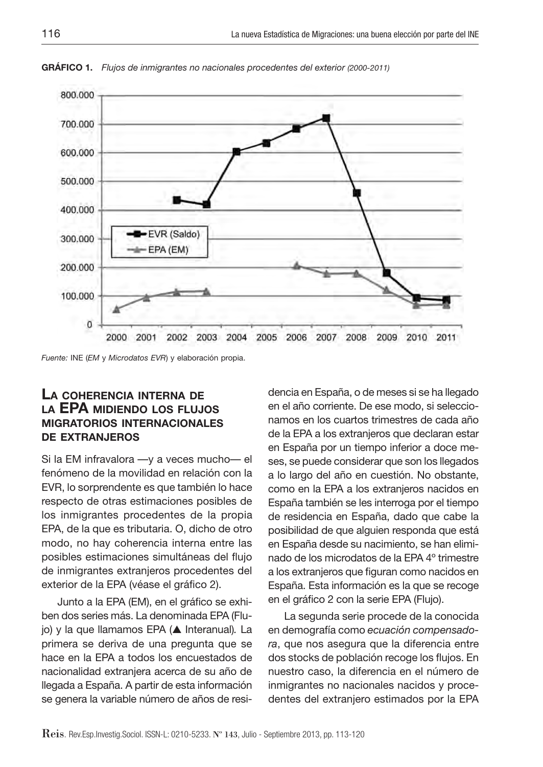**GRÁFICO 1.** *Flujos de inmigrantes no nacionales procedentes del exterior (2000-2011)*

*Fuente:* INE (*EM* y *Microdatos EVR*) y elaboración propia.

## La coherencia interna de la EPA midiendo los flujos migratorios internacionales de extranjeros

Si la EM infravalora —y a veces mucho— el fenómeno de la movilidad en relación con la EVR, lo sorprendente es que también lo hace respecto de otras estimaciones posibles de los inmigrantes procedentes de la propia EPA, de la que es tributaria. O, dicho de otro modo, no hay coherencia interna entre las posibles estimaciones simultáneas del flujo de inmigrantes extranjeros procedentes del exterior de la EPA (véase el gráfico 2).

Junto a la EPA (EM), en el gráfico se exhiben dos series más. La denominada EPA (Flujo) y la que llamamos EPA (▲ Interanual). La primera se deriva de una pregunta que se hace en la EPA a todos los encuestados de nacionalidad extranjera acerca de su año de llegada a España. A partir de esta información se genera la variable número de años de residencia en España, o de meses si se ha llegado en el año corriente. De ese modo, si seleccionamos en los cuartos trimestres de cada año de la EPA a los extranjeros que declaran estar en España por un tiempo inferior a doce meses, se puede considerar que son los llegados a lo largo del año en cuestión. No obstante, como en la EPA a los extranjeros nacidos en España también se les interroga por el tiempo de residencia en España, dado que cabe la posibilidad de que alguien responda que está en España desde su nacimiento, se han eliminado de los microdatos de la EPA 4º trimestre a los extranjeros que figuran como nacidos en España. Esta información es la que se recoge en el gráfico 2 con la serie EPA (Flujo).

La segunda serie procede de la conocida en demografía como *ecuación compensadora*, que nos asegura que la diferencia entre dos stocks de población recoge los flujos. En nuestro caso, la diferencia en el número de inmigrantes no nacionales nacidos y procedentes del extranjero estimados por la EPA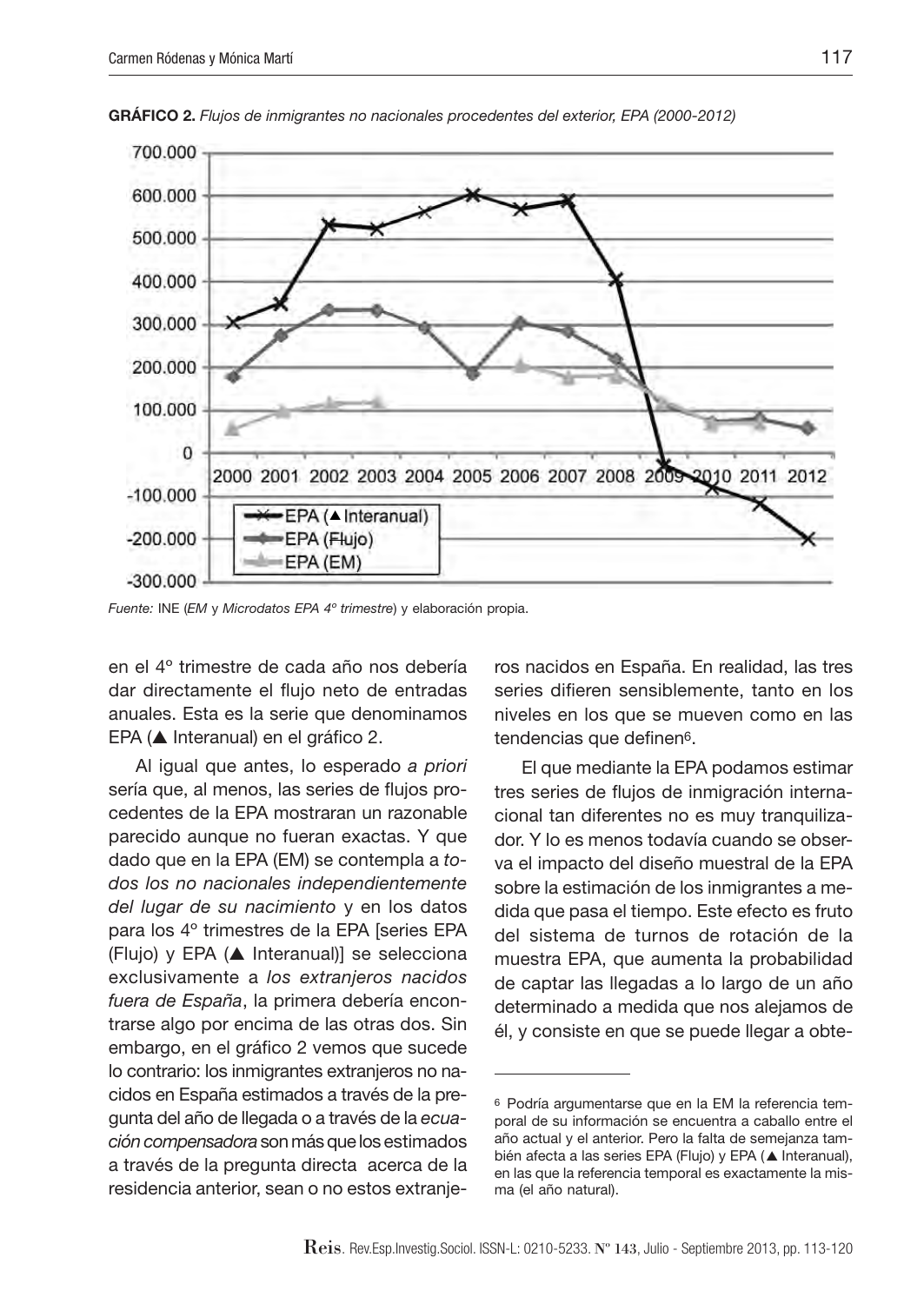**GRÁFICO 2.** *Flujos de inmigrantes no nacionales procedentes del exterior, EPA (2000-2012)*

*Fuente:* INE (*EM* y *Microdatos EPA 4º trimestre*) y elaboración propia.

en el 4º trimestre de cada año nos debería dar directamente el flujo neto de entradas anuales. Esta es la serie que denominamos EPA (▲ Interanual) en el gráfico 2.

Al igual que antes, lo esperado *a priori* sería que, al menos, las series de flujos procedentes de la EPA mostraran un razonable parecido aunque no fueran exactas. Y que dado que en la EPA (EM) se contempla a *todos los no nacionales independientemente del lugar de su nacimiento* y en los datos para los 4º trimestres de la EPA [series EPA (Flujo) y EPA (▲ Interanual)] se selecciona exclusivamente a *los extranjeros nacidos fuera de España*, la primera debería encontrarse algo por encima de las otras dos. Sin embargo, en el gráfico 2 vemos que sucede lo contrario: los inmigrantes extranjeros no nacidos en España estimados a través de la pregunta del año de llegada o a través de la *ecuación compensadora* son más que los estimados a través de la pregunta directa acerca de la residencia anterior, sean o no estos extranjeros nacidos en España. En realidad, las tres series difieren sensiblemente, tanto en los niveles en los que se mueven como en las tendencias que definen[6].

El que mediante la EPA podamos estimar tres series de flujos de inmigración internacional tan diferentes no es muy tranquilizador. Y lo es menos todavía cuando se observa el impacto del diseño muestral de la EPA sobre la estimación de los inmigrantes a medida que pasa el tiempo. Este efecto es fruto del sistema de turnos de rotación de la muestra EPA, que aumenta la probabilidad de captar las llegadas a lo largo de un año determinado a medida que nos alejamos de él, y consiste en que se puede llegar a obte-

[6] Podría argumentarse que en la EM la referencia temporal de su información se encuentra a caballo entre el año actual y el anterior. Pero la falta de semejanza también afecta a las series EPA (Flujo) y EPA (▲ Interanual), en las que la referencia temporal es exactamente la misma (el año natural).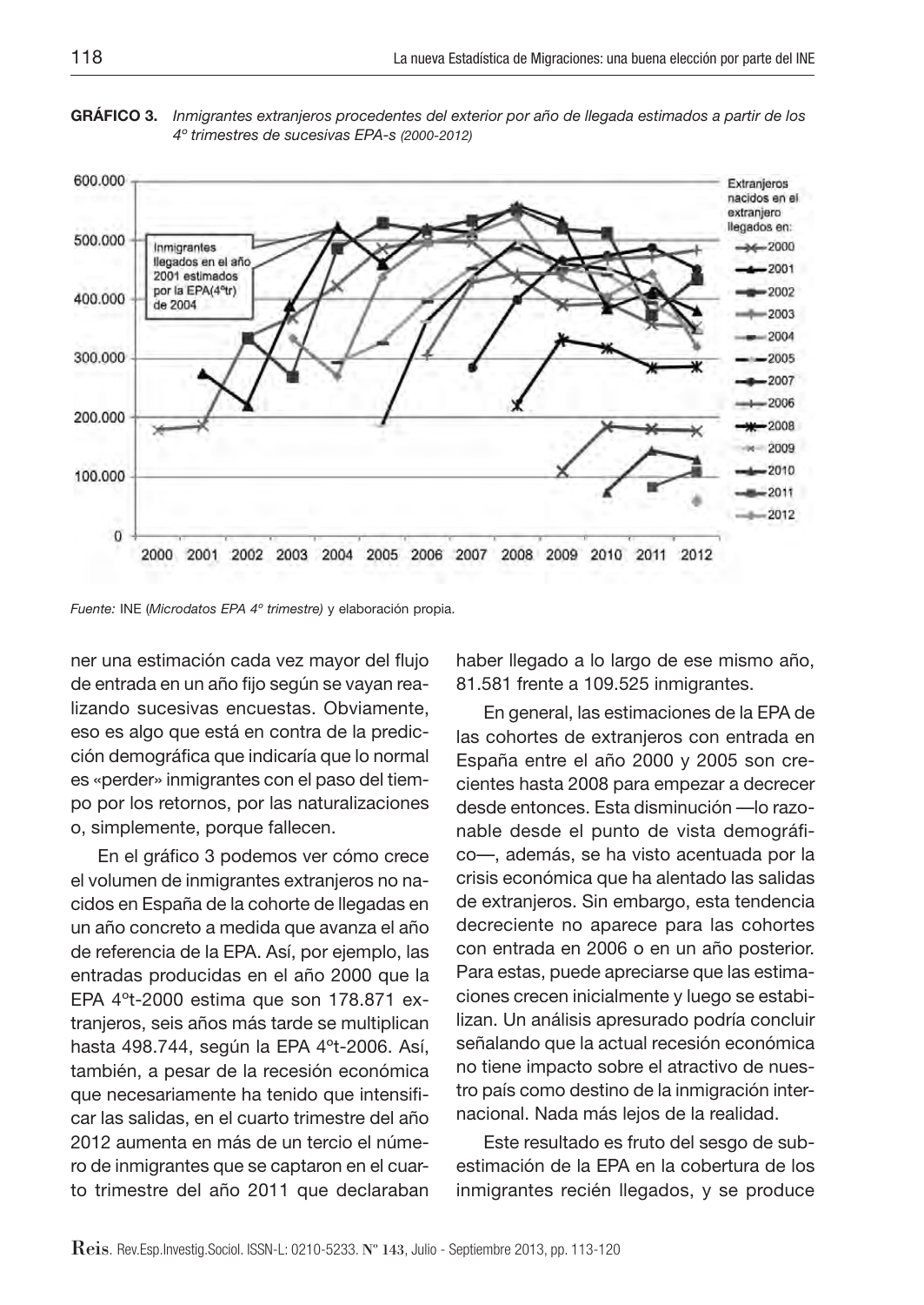**GRÁFICO 3.** *Inmigrantes extranjeros procedentes del exterior por año de llegada estimados a partir de los 4º trimestres de sucesivas EPA-s (2000-2012)*

*Fuente:* INE (*Microdatos EPA 4º trimestre*) y elaboración propia.

ner una estimación cada vez mayor del flujo de entrada en un año fijo según se vayan realizando sucesivas encuestas. Obviamente, eso es algo que está en contra de la predicción demográfica que indicaría que lo normal es «perder» inmigrantes con el paso del tiempo por los retornos, por las naturalizaciones o, simplemente, porque fallecen.

En el gráfico 3 podemos ver cómo crece el volumen de inmigrantes extranjeros no nacidos en España de la cohorte de llegadas en un año concreto a medida que avanza el año de referencia de la EPA. Así, por ejemplo, las entradas producidas en el año 2000 que la EPA 4ºt-2000 estima que son 178.871 extranjeros, seis años más tarde se multiplican hasta 498.744, según la EPA 4ºt-2006. Así, también, a pesar de la recesión económica que necesariamente ha tenido que intensificar las salidas, en el cuarto trimestre del año 2012 aumenta en más de un tercio el número de inmigrantes que se captaron en el cuarto trimestre del año 2011 que declaraban haber llegado a lo largo de ese mismo año, 81.581 frente a 109.525 inmigrantes.

En general, las estimaciones de la EPA de las cohortes de extranjeros con entrada en España entre el año 2000 y 2005 son crecientes hasta 2008 para empezar a decrecer desde entonces. Esta disminución —lo razonable desde el punto de vista demográfico—, además, se ha visto acentuada por la crisis económica que ha alentado las salidas de extranjeros. Sin embargo, esta tendencia decreciente no aparece para las cohortes con entrada en 2006 o en un año posterior. Para estas, puede apreciarse que las estimaciones crecen inicialmente y luego se estabilizan. Un análisis apresurado podría concluir señalando que la actual recesión económica no tiene impacto sobre el atractivo de nuestro país como destino de la inmigración internacional. Nada más lejos de la realidad.

Este resultado es fruto del sesgo de subestimación de la EPA en la cobertura de los inmigrantes recién llegados, y se produce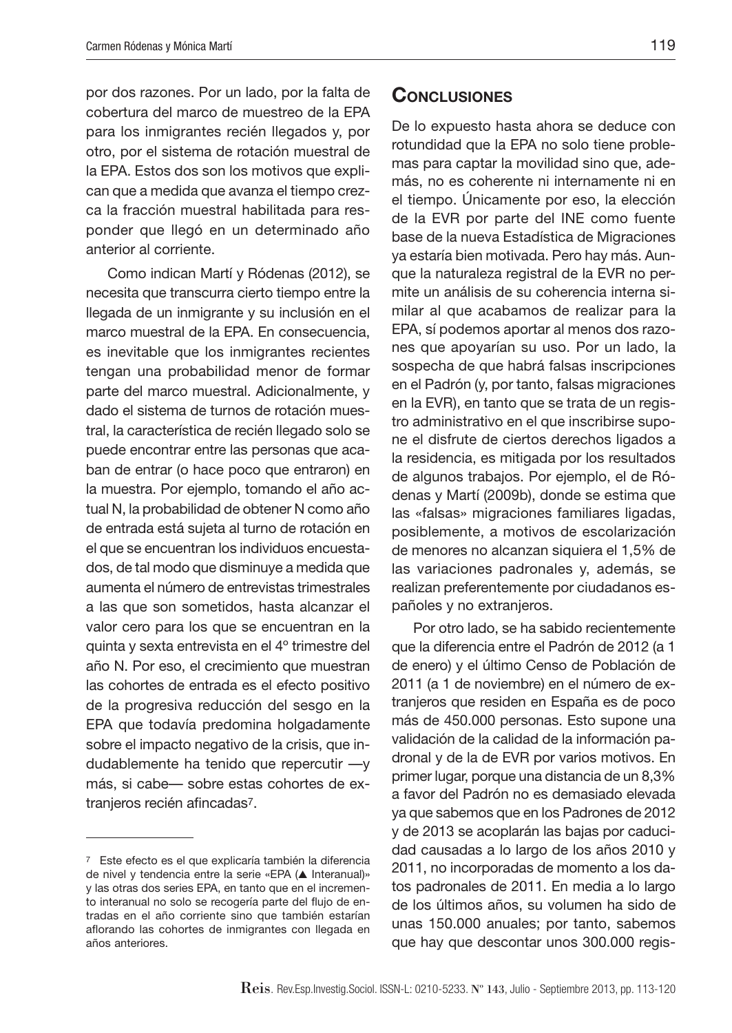por dos razones. Por un lado, por la falta de cobertura del marco de muestreo de la EPA para los inmigrantes recién llegados y, por otro, por el sistema de rotación muestral de la EPA. Estos dos son los motivos que explican que a medida que avanza el tiempo crezca la fracción muestral habilitada para responder que llegó en un determinado año anterior al corriente.

Como indican Martí y Ródenas (2012), se necesita que transcurra cierto tiempo entre la llegada de un inmigrante y su inclusión en el marco muestral de la EPA. En consecuencia, es inevitable que los inmigrantes recientes tengan una probabilidad menor de formar parte del marco muestral. Adicionalmente, y dado el sistema de turnos de rotación muestral, la característica de recién llegado solo se puede encontrar entre las personas que acaban de entrar (o hace poco que entraron) en la muestra. Por ejemplo, tomando el año actual N, la probabilidad de obtener N como año de entrada está sujeta al turno de rotación en el que se encuentran los individuos encuestados, de tal modo que disminuye a medida que aumenta el número de entrevistas trimestrales a las que son sometidos, hasta alcanzar el valor cero para los que se encuentran en la quinta y sexta entrevista en el 4º trimestre del año N. Por eso, el crecimiento que muestran las cohortes de entrada es el efecto positivo de la progresiva reducción del sesgo en la EPA que todavía predomina holgadamente sobre el impacto negativo de la crisis, que indudablemente ha tenido que repercutir —y más, si cabe— sobre estas cohortes de extranjeros recién afincadas[7].

## Conclusiones

De lo expuesto hasta ahora se deduce con rotundidad que la EPA no solo tiene problemas para captar la movilidad sino que, además, no es coherente ni internamente ni en el tiempo. Únicamente por eso, la elección de la EVR por parte del INE como fuente base de la nueva Estadística de Migraciones ya estaría bien motivada. Pero hay más. Aunque la naturaleza registral de la EVR no permite un análisis de su coherencia interna similar al que acabamos de realizar para la EPA, sí podemos aportar al menos dos razones que apoyarían su uso. Por un lado, la sospecha de que habrá falsas inscripciones en el Padrón (y, por tanto, falsas migraciones en la EVR), en tanto que se trata de un registro administrativo en el que inscribirse supone el disfrute de ciertos derechos ligados a la residencia, es mitigada por los resultados de algunos trabajos. Por ejemplo, el de Ródenas y Martí (2009b), donde se estima que las «falsas» migraciones familiares ligadas, posiblemente, a motivos de escolarización de menores no alcanzan siquiera el 1,5% de las variaciones padronales y, además, se realizan preferentemente por ciudadanos españoles y no extranjeros.

Por otro lado, se ha sabido recientemente que la diferencia entre el Padrón de 2012 (a 1 de enero) y el último Censo de Población de 2011 (a 1 de noviembre) en el número de extranjeros que residen en España es de poco más de 450.000 personas. Esto supone una validación de la calidad de la información padronal y de la de EVR por varios motivos. En primer lugar, porque una distancia de un 8,3% a favor del Padrón no es demasiado elevada ya que sabemos que en los Padrones de 2012 y de 2013 se acoplarán las bajas por caducidad causadas a lo largo de los años 2010 y 2011, no incorporadas de momento a los datos padronales de 2011. En media a lo largo de los últimos años, su volumen ha sido de unas 150.000 anuales; por tanto, sabemos que hay que descontar unos 300.000 regis-

---

[7] Este efecto es el que explicaría también la diferencia de nivel y tendencia entre la serie «EPA (▲ Interanual)» y las otras dos series EPA, en tanto que en el incremento interanual no solo se recogería parte del flujo de entradas en el año corriente sino que también estarían aflorando las cohortes de inmigrantes con llegada en años anteriores.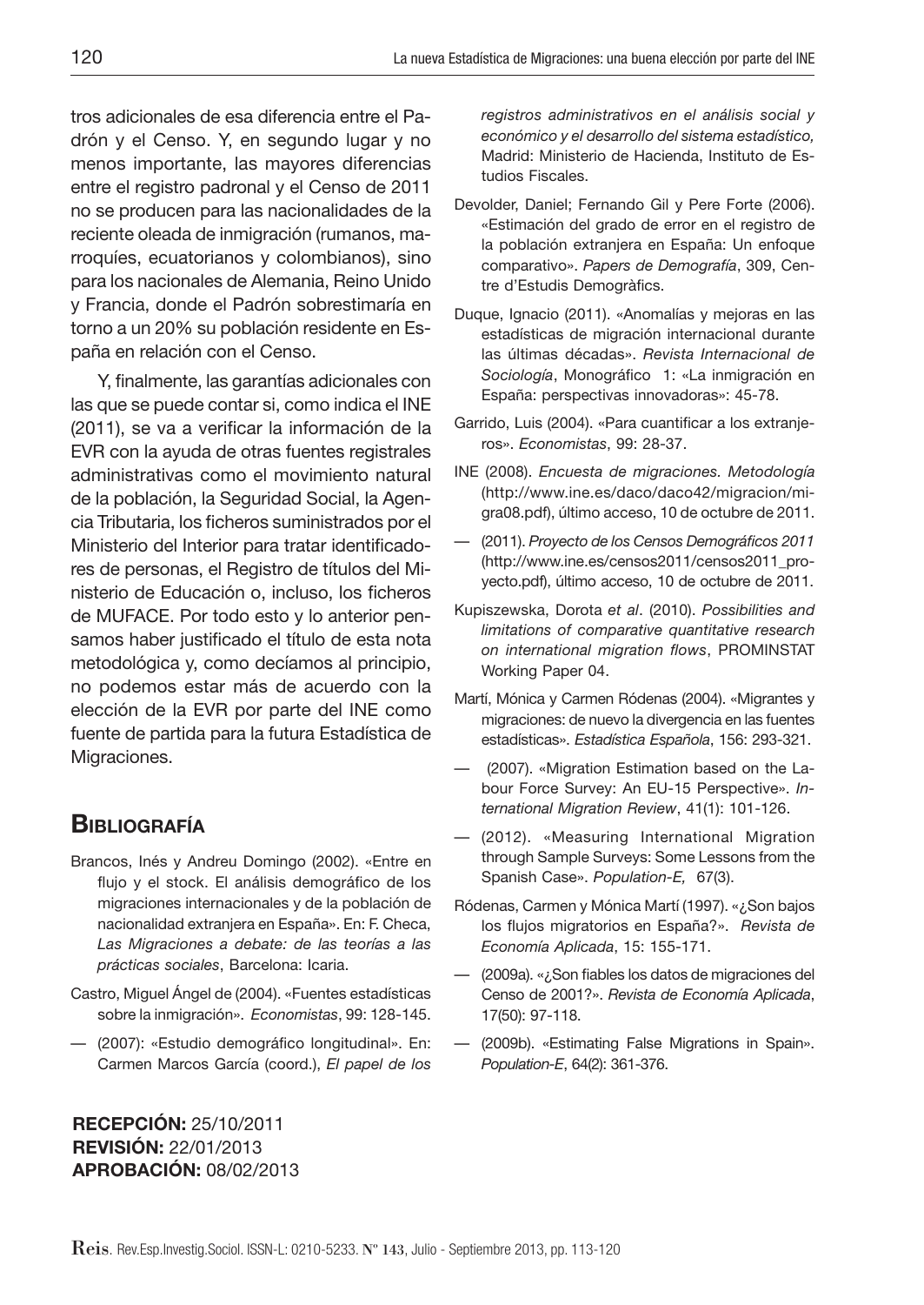tros adicionales de esa diferencia entre el Padrón y el Censo. Y, en segundo lugar y no menos importante, las mayores diferencias entre el registro padronal y el Censo de 2011 no se producen para las nacionalidades de la reciente oleada de inmigración (rumanos, marroquíes, ecuatorianos y colombianos), sino para los nacionales de Alemania, Reino Unido y Francia, donde el Padrón sobrestimaría en torno a un 20% su población residente en España en relación con el Censo.

Y, finalmente, las garantías adicionales con las que se puede contar si, como indica el INE (2011), se va a verificar la información de la EVR con la ayuda de otras fuentes registrales administrativas como el movimiento natural de la población, la Seguridad Social, la Agencia Tributaria, los ficheros suministrados por el Ministerio del Interior para tratar identificadores de personas, el Registro de títulos del Ministerio de Educación o, incluso, los ficheros de MUFACE. Por todo esto y lo anterior pensamos haber justificado el título de esta nota metodológica y, como decíamos al principio, no podemos estar más de acuerdo con la elección de la EVR por parte del INE como fuente de partida para la futura Estadística de Migraciones.

## Bibliografía

Brancos, Inés y Andreu Domingo (2002). «Entre en flujo y el stock. El análisis demográfico de los migraciones internacionales y de la población de nacionalidad extranjera en España». En: F. Checa, *Las Migraciones a debate: de las teorías a las prácticas sociales*, Barcelona: Icaria.

Castro, Miguel Ángel de (2004). «Fuentes estadísticas sobre la inmigración». *Economistas*, 99: 128-145.

— (2007): «Estudio demográfico longitudinal». En: Carmen Marcos García (coord.), *El papel de los registros administrativos en el análisis social y económico y el desarrollo del sistema estadístico,* Madrid: Ministerio de Hacienda, Instituto de Estudios Fiscales.

Devolder, Daniel; Fernando Gil y Pere Forte (2006). «Estimación del grado de error en el registro de la población extranjera en España: Un enfoque comparativo». *Papers de Demografía*, 309, Centre d'Estudis Demogràfics.

Duque, Ignacio (2011). «Anomalías y mejoras en las estadísticas de migración internacional durante las últimas décadas». *Revista Internacional de Sociología*, Monográfico 1: «La inmigración en España: perspectivas innovadoras»: 45-78.

Garrido, Luis (2004). «Para cuantificar a los extranjeros». *Economistas*, 99: 28-37.

INE (2008). *Encuesta de migraciones. Metodología* (http://www.ine.es/daco/daco42/migracion/migra08.pdf), último acceso, 10 de octubre de 2011.

— (2011). *Proyecto de los Censos Demográficos 2011* (http://www.ine.es/censos2011/censos2011_proyecto.pdf), último acceso, 10 de octubre de 2011.

Kupiszewska, Dorota *et al*. (2010). *Possibilities and limitations of comparative quantitative research on international migration flows*, PROMINSTAT Working Paper 04.

Martí, Mónica y Carmen Ródenas (2004). «Migrantes y migraciones: de nuevo la divergencia en las fuentes estadísticas». *Estadística Española*, 156: 293-321.

— (2007). «Migration Estimation based on the Labour Force Survey: An EU-15 Perspective». *International Migration Review*, 41(1): 101-126.

— (2012). «Measuring International Migration through Sample Surveys: Some Lessons from the Spanish Case». *Population-E,* 67(3).

Ródenas, Carmen y Mónica Martí (1997). «¿Son bajos los flujos migratorios en España?». *Revista de Economía Aplicada*, 15: 155-171.

— (2009a). «¿Son fiables los datos de migraciones del Censo de 2001?». *Revista de Economía Aplicada*, 17(50): 97-118.

— (2009b). «Estimating False Migrations in Spain». *Population-E*, 64(2): 361-376.

**RECEPCIÓN:** 25/10/2011
**REVISIÓN:** 22/01/2013
**APROBACIÓN:** 08/02/2013